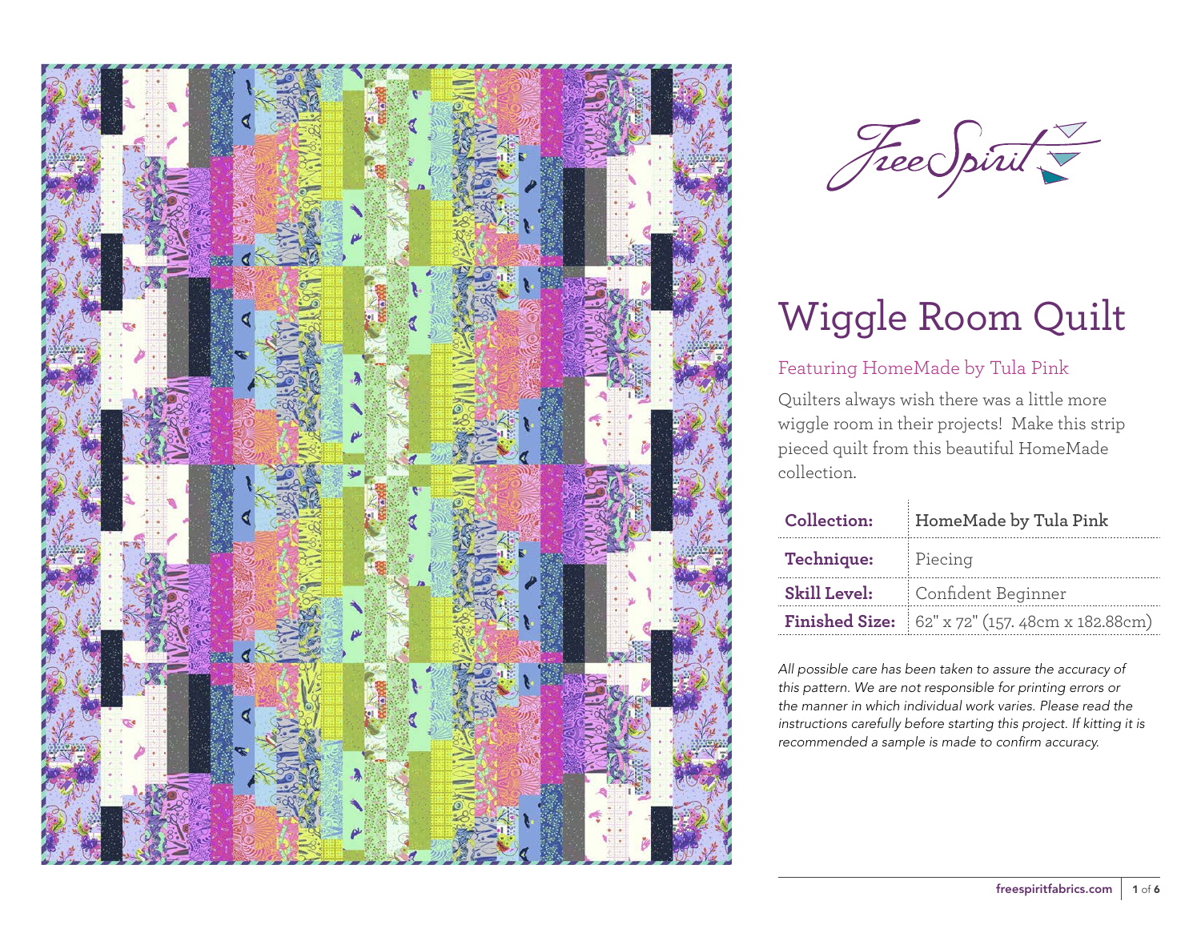FreeSpirit

# Wiggle Room Quilt

## Featuring HomeMade by Tula Pink

Quilters always wish there was a little more wiggle room in their projects! Make this strip pieced quilt from this beautiful HomeMade collection.

| **Collection:** | **HomeMade by Tula Pink** |
|---|---|
| **Technique:** | Piecing |
| **Skill Level:** | Confident Beginner |
| **Finished Size:** | 62" x 72" (157. 48cm x 182.88cm) |

*All possible care has been taken to assure the accuracy of this pattern. We are not responsible for printing errors or the manner in which individual work varies. Please read the instructions carefully before starting this project. If kitting it is recommended a sample is made to confirm accuracy.*

freespiritfabrics.com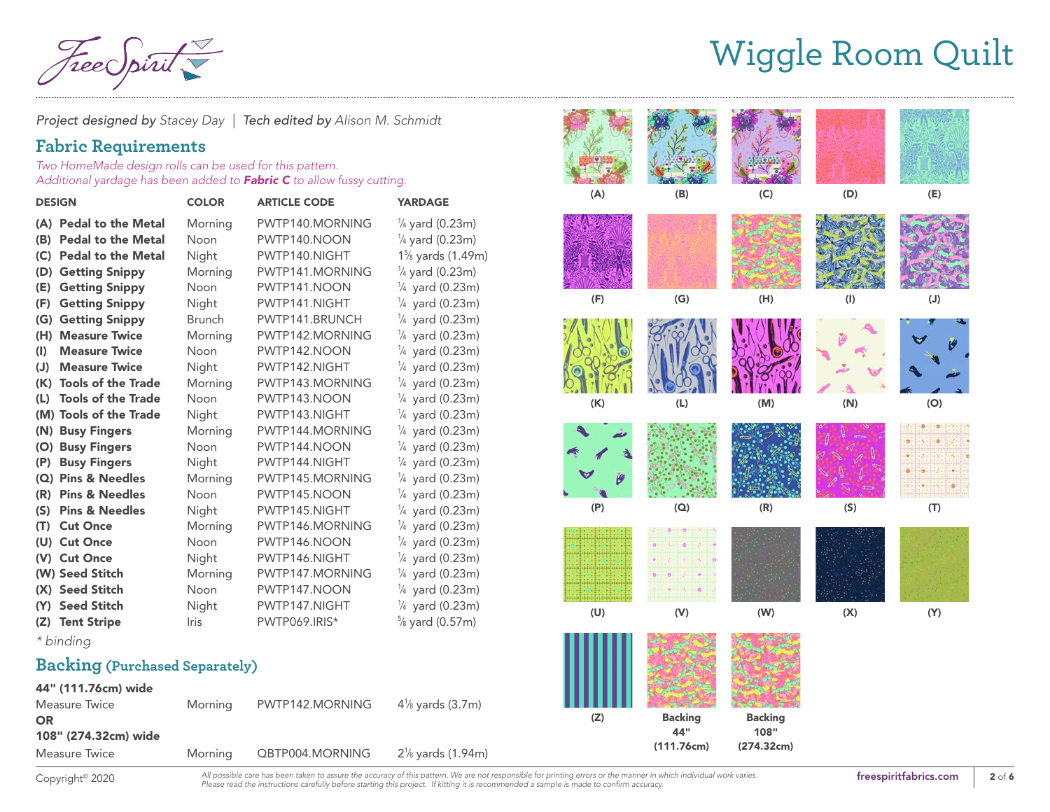# Wiggle Room Quilt

*Project designed by* Stacey Day | *Tech edited by* Alison M. Schmidt

## Fabric Requirements

*Two HomeMade design rolls can be used for this pattern.*
*Additional yardage has been added to **Fabric C** to allow fussy cutting.*

| DESIGN | COLOR | ARTICLE CODE | YARDAGE |
|---|---|---|---|
| **(A) Pedal to the Metal** | Morning | PWTP140.MORNING | ¼ yard (0.23m) |
| **(B) Pedal to the Metal** | Noon | PWTP140.NOON | ¼ yard (0.23m) |
| **(C) Pedal to the Metal** | Night | PWTP140.NIGHT | 1⅝ yards (1.49m) |
| **(D) Getting Snippy** | Morning | PWTP141.MORNING | ¼ yard (0.23m) |
| **(E) Getting Snippy** | Noon | PWTP141.NOON | ¼ yard (0.23m) |
| **(F) Getting Snippy** | Night | PWTP141.NIGHT | ¼ yard (0.23m) |
| **(G) Getting Snippy** | Brunch | PWTP141.BRUNCH | ¼ yard (0.23m) |
| **(H) Measure Twice** | Morning | PWTP142.MORNING | ¼ yard (0.23m) |
| **(I) Measure Twice** | Noon | PWTP142.NOON | ¼ yard (0.23m) |
| **(J) Measure Twice** | Night | PWTP142.NIGHT | ¼ yard (0.23m) |
| **(K) Tools of the Trade** | Morning | PWTP143.MORNING | ¼ yard (0.23m) |
| **(L) Tools of the Trade** | Noon | PWTP143.NOON | ¼ yard (0.23m) |
| **(M) Tools of the Trade** | Night | PWTP143.NIGHT | ¼ yard (0.23m) |
| **(N) Busy Fingers** | Morning | PWTP144.MORNING | ¼ yard (0.23m) |
| **(O) Busy Fingers** | Noon | PWTP144.NOON | ¼ yard (0.23m) |
| **(P) Busy Fingers** | Night | PWTP144.NIGHT | ¼ yard (0.23m) |
| **(Q) Pins & Needles** | Morning | PWTP145.MORNING | ¼ yard (0.23m) |
| **(R) Pins & Needles** | Noon | PWTP145.NOON | ¼ yard (0.23m) |
| **(S) Pins & Needles** | Night | PWTP145.NIGHT | ¼ yard (0.23m) |
| **(T) Cut Once** | Morning | PWTP146.MORNING | ¼ yard (0.23m) |
| **(U) Cut Once** | Noon | PWTP146.NOON | ¼ yard (0.23m) |
| **(V) Cut Once** | Night | PWTP146.NIGHT | ¼ yard (0.23m) |
| **(W) Seed Stitch** | Morning | PWTP147.MORNING | ¼ yard (0.23m) |
| **(X) Seed Stitch** | Noon | PWTP147.NOON | ¼ yard (0.23m) |
| **(Y) Seed Stitch** | Night | PWTP147.NIGHT | ¼ yard (0.23m) |
| **(Z) Tent Stripe** | Iris | PWTP069.IRIS* | ⅝ yard (0.57m) |

*\* binding*

## Backing (Purchased Separately)

**44" (111.76cm) wide**

| | | | |
|---|---|---|---|
| Measure Twice | Morning | PWTP142.MORNING | 4⅛ yards (3.7m) |

**OR**

**108" (274.32cm) wide**

| | | | |
|---|---|---|---|
| Measure Twice | Morning | QBTP004.MORNING | 2⅛ yards (1.94m) |

(A) (B) (C) (D) (E)
(F) (G) (H) (I) (J)
(K) (L) (M) (N) (O)
(P) (Q) (R) (S) (T)
(U) (V) (W) (X) (Y)
(Z) **Backing 44" (111.76cm)** **Backing 108" (274.32cm)**

Copyright© 2020

*All possible care has been taken to assure the accuracy of this pattern. We are not responsible for printing errors or the manner in which individual work varies. Please read the instructions carefully before starting this project. If kitting it is recommended a sample is made to confirm accuracy.*

**freespiritfabrics.com**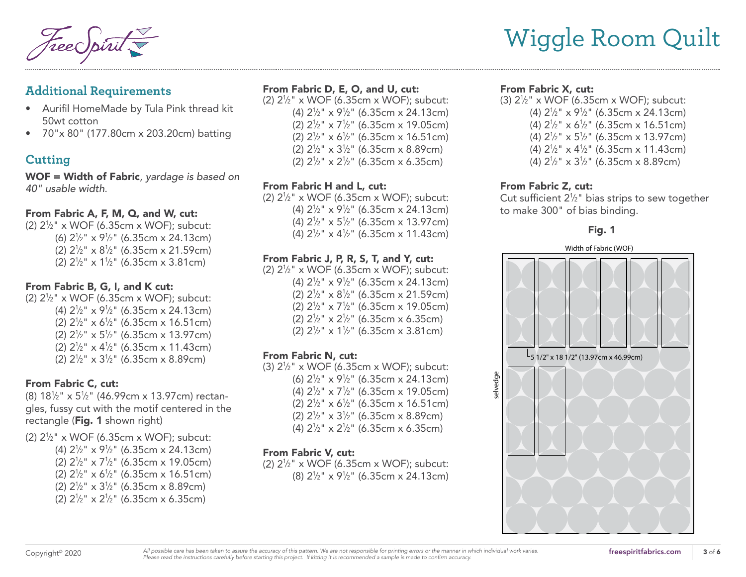## Additional Requirements

- Aurifil HomeMade by Tula Pink thread kit 50wt cotton
- 70"x 80" (177.80cm x 203.20cm) batting

## Cutting

**WOF = Width of Fabric**, *yardage is based on 40" usable width.*

### From Fabric A, F, M, Q, and W, cut:

(2) 2½" x WOF (6.35cm x WOF); subcut:
- (6) 2½" x 9½" (6.35cm x 24.13cm)
- (2) 2½" x 8½" (6.35cm x 21.59cm)
- (2) 2½" x 1½" (6.35cm x 3.81cm)

### From Fabric B, G, I, and K cut:

(2) 2½" x WOF (6.35cm x WOF); subcut:
- (4) 2½" x 9½" (6.35cm x 24.13cm)
- (2) 2½" x 6½" (6.35cm x 16.51cm)
- (2) 2½" x 5½" (6.35cm x 13.97cm)
- (2) 2½" x 4½" (6.35cm x 11.43cm)
- (2) 2½" x 3½" (6.35cm x 8.89cm)

### From Fabric C, cut:

(8) 18½" x 5½" (46.99cm x 13.97cm) rectangles, fussy cut with the motif centered in the rectangle (**Fig. 1** shown right)

(2) 2½" x WOF (6.35cm x WOF); subcut:
- (4) 2½" x 9½" (6.35cm x 24.13cm)
- (2) 2½" x 7½" (6.35cm x 19.05cm)
- (2) 2½" x 6½" (6.35cm x 16.51cm)
- (2) 2½" x 3½" (6.35cm x 8.89cm)
- (2) 2½" x 2½" (6.35cm x 6.35cm)

### From Fabric D, E, O, and U, cut:

(2) 2½" x WOF (6.35cm x WOF); subcut:
- (4) 2½" x 9½" (6.35cm x 24.13cm)
- (2) 2½" x 7½" (6.35cm x 19.05cm)
- (2) 2½" x 6½" (6.35cm x 16.51cm)
- (2) 2½" x 3½" (6.35cm x 8.89cm)
- (2) 2½" x 2½" (6.35cm x 6.35cm)

### From Fabric H and L, cut:

(2) 2½" x WOF (6.35cm x WOF); subcut:
- (4) 2½" x 9½" (6.35cm x 24.13cm)
- (4) 2½" x 5½" (6.35cm x 13.97cm)
- (4) 2½" x 4½" (6.35cm x 11.43cm)

### From Fabric J, P, R, S, T, and Y, cut:

(2) 2½" x WOF (6.35cm x WOF); subcut:
- (4) 2½" x 9½" (6.35cm x 24.13cm)
- (2) 2½" x 8½" (6.35cm x 21.59cm)
- (2) 2½" x 7½" (6.35cm x 19.05cm)
- (2) 2½" x 2½" (6.35cm x 6.35cm)
- (2) 2½" x 1½" (6.35cm x 3.81cm)

### From Fabric N, cut:

(3) 2½" x WOF (6.35cm x WOF); subcut:
- (6) 2½" x 9½" (6.35cm x 24.13cm)
- (4) 2½" x 7½" (6.35cm x 19.05cm)
- (2) 2½" x 6½" (6.35cm x 16.51cm)
- (2) 2½" x 3½" (6.35cm x 8.89cm)
- (4) 2½" x 2½" (6.35cm x 6.35cm)

### From Fabric V, cut:

(2) 2½" x WOF (6.35cm x WOF); subcut:
- (8) 2½" x 9½" (6.35cm x 24.13cm)

### From Fabric X, cut:

(3) 2½" x WOF (6.35cm x WOF); subcut:
- (4) 2½" x 9½" (6.35cm x 24.13cm)
- (4) 2½" x 6½" (6.35cm x 16.51cm)
- (4) 2½" x 5½" (6.35cm x 13.97cm)
- (4) 2½" x 4½" (6.35cm x 11.43cm)
- (4) 2½" x 3½" (6.35cm x 8.89cm)

### From Fabric Z, cut:

Cut sufficient 2½" bias strips to sew together to make 300" of bias binding.

**Fig. 1**

Width of Fabric (WOF)

selvedge

5 1/2" x 18 1/2" (13.97cm x 46.99cm)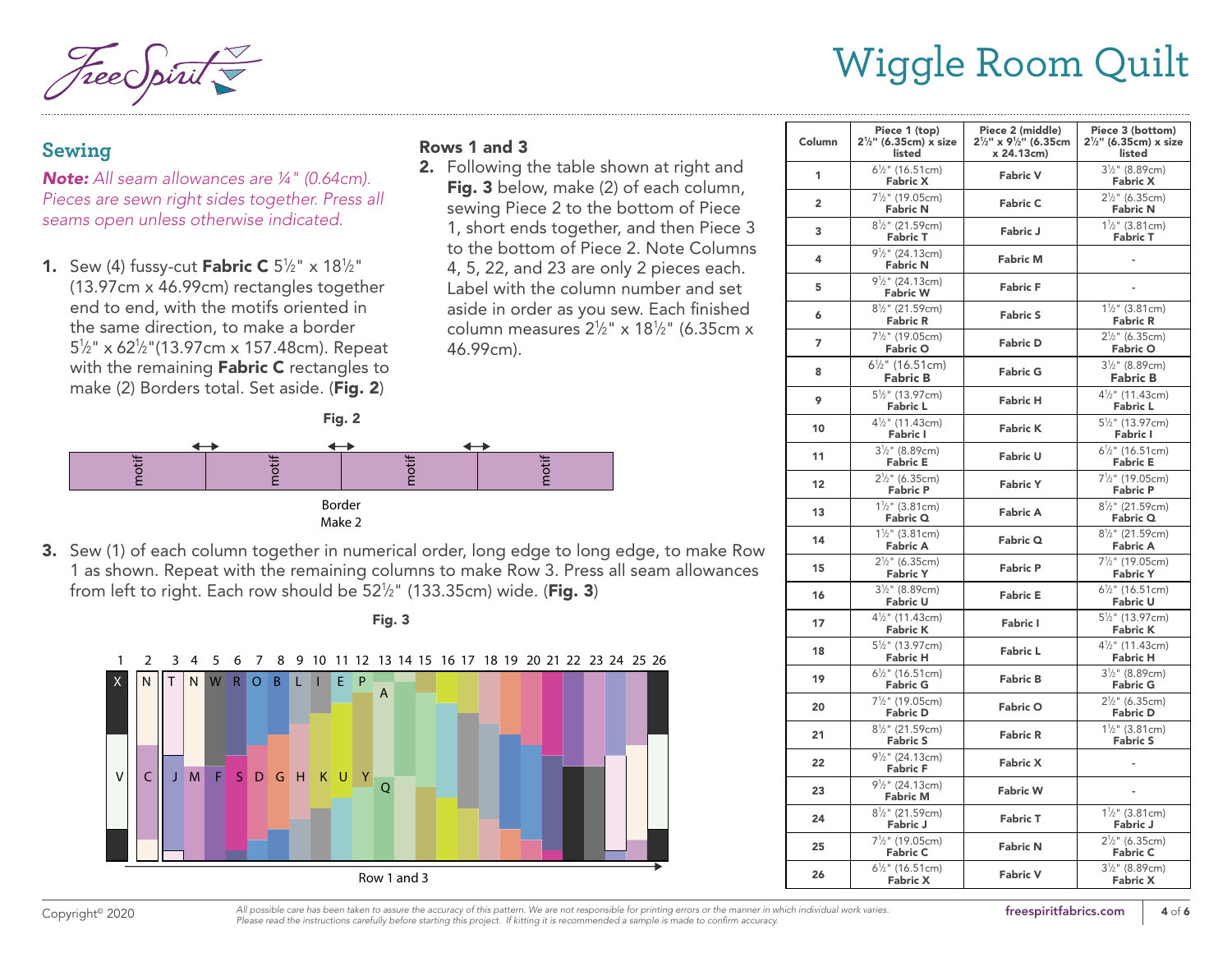# Wiggle Room Quilt

## Sewing

***Note:** All seam allowances are ¼" (0.64cm). Pieces are sewn right sides together. Press all seams open unless otherwise indicated.*

1. Sew (4) fussy-cut **Fabric C** 5½" x 18½" (13.97cm x 46.99cm) rectangles together end to end, with the motifs oriented in the same direction, to make a border 5½" x 62½"(13.97cm x 157.48cm). Repeat with the remaining **Fabric C** rectangles to make (2) Borders total. Set aside. (**Fig. 2**)

**Fig. 2**

Border
Make 2

### Rows 1 and 3

2. Following the table shown at right and **Fig. 3** below, make (2) of each column, sewing Piece 2 to the bottom of Piece 1, short ends together, and then Piece 3 to the bottom of Piece 2. Note Columns 4, 5, 22, and 23 are only 2 pieces each. Label with the column number and set aside in order as you sew. Each finished column measures 2½" x 18½" (6.35cm x 46.99cm).

3. Sew (1) of each column together in numerical order, long edge to long edge, to make Row 1 as shown. Repeat with the remaining columns to make Row 3. Press all seam allowances from left to right. Each row should be 52½" (133.35cm) wide. (**Fig. 3**)

**Fig. 3**

Row 1 and 3

| Column | Piece 1 (top) 2½" (6.35cm) x size listed | Piece 2 (middle) 2½" x 9½" (6.35cm x 24.13cm) | Piece 3 (bottom) 2½" (6.35cm) x size listed |
|---|---|---|---|
| 1 | 6½" (16.51cm) **Fabric X** | **Fabric V** | 3½" (8.89cm) **Fabric X** |
| 2 | 7½" (19.05cm) **Fabric N** | **Fabric C** | 2½" (6.35cm) **Fabric N** |
| 3 | 8½" (21.59cm) **Fabric T** | **Fabric J** | 1½" (3.81cm) **Fabric T** |
| 4 | 9½" (24.13cm) **Fabric N** | **Fabric M** | - |
| 5 | 9½" (24.13cm) **Fabric W** | **Fabric F** | - |
| 6 | 8½" (21.59cm) **Fabric R** | **Fabric S** | 1½" (3.81cm) **Fabric R** |
| 7 | 7½" (19.05cm) **Fabric O** | **Fabric D** | 2½" (6.35cm) **Fabric O** |
| 8 | 6½" (16.51cm) **Fabric B** | **Fabric G** | 3½" (8.89cm) **Fabric B** |
| 9 | 5½" (13.97cm) **Fabric L** | **Fabric H** | 4½" (11.43cm) **Fabric L** |
| 10 | 4½" (11.43cm) **Fabric I** | **Fabric K** | 5½" (13.97cm) **Fabric I** |
| 11 | 3½" (8.89cm) **Fabric E** | **Fabric U** | 6½" (16.51cm) **Fabric E** |
| 12 | 2½" (6.35cm) **Fabric P** | **Fabric Y** | 7½" (19.05cm) **Fabric P** |
| 13 | 1½" (3.81cm) **Fabric Q** | **Fabric A** | 8½" (21.59cm) **Fabric Q** |
| 14 | 1½" (3.81cm) **Fabric A** | **Fabric Q** | 8½" (21.59cm) **Fabric A** |
| 15 | 2½" (6.35cm) **Fabric Y** | **Fabric P** | 7½" (19.05cm) **Fabric Y** |
| 16 | 3½" (8.89cm) **Fabric U** | **Fabric E** | 6½" (16.51cm) **Fabric U** |
| 17 | 4½" (11.43cm) **Fabric K** | **Fabric I** | 5½" (13.97cm) **Fabric K** |
| 18 | 5½" (13.97cm) **Fabric H** | **Fabric L** | 4½" (11.43cm) **Fabric H** |
| 19 | 6½" (16.51cm) **Fabric G** | **Fabric B** | 3½" (8.89cm) **Fabric G** |
| 20 | 7½" (19.05cm) **Fabric D** | **Fabric O** | 2½" (6.35cm) **Fabric D** |
| 21 | 8½" (21.59cm) **Fabric S** | **Fabric R** | 1½" (3.81cm) **Fabric S** |
| 22 | 9½" (24.13cm) **Fabric F** | **Fabric X** | - |
| 23 | 9½" (24.13cm) **Fabric M** | **Fabric W** | - |
| 24 | 8½" (21.59cm) **Fabric J** | **Fabric T** | 1½" (3.81cm) **Fabric J** |
| 25 | 7½" (19.05cm) **Fabric C** | **Fabric N** | 2½" (6.35cm) **Fabric C** |
| 26 | 6½" (16.51cm) **Fabric X** | **Fabric V** | 3½" (8.89cm) **Fabric X** |

Copyright© 2020

*All possible care has been taken to assure the accuracy of this pattern. We are not responsible for printing errors or the manner in which individual work varies. Please read the instructions carefully before starting this project. If kitting it is recommended a sample is made to confirm accuracy.*

**freespiritfabrics.com**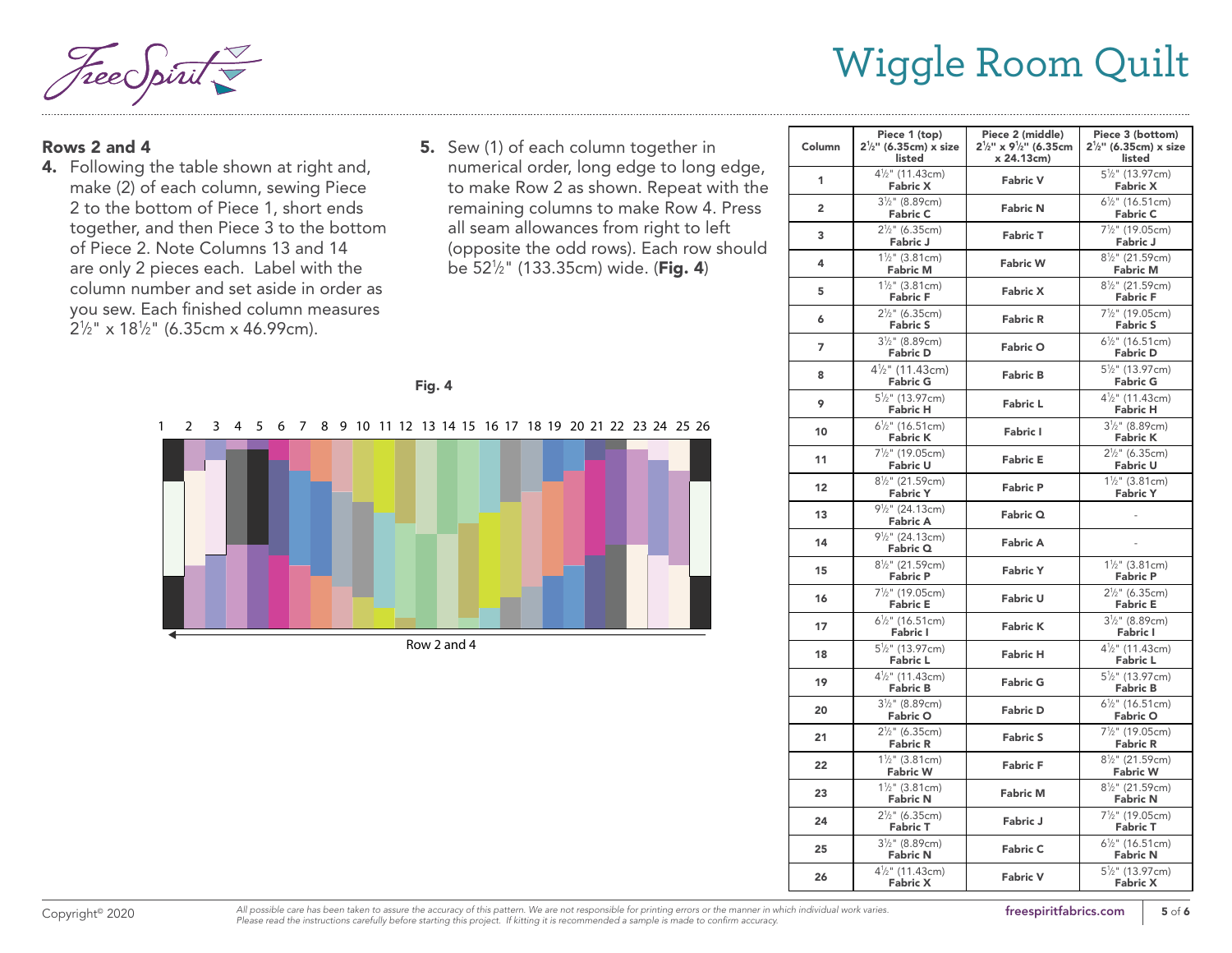# Wiggle Room Quilt

### Rows 2 and 4

4. Following the table shown at right and, make (2) of each column, sewing Piece 2 to the bottom of Piece 1, short ends together, and then Piece 3 to the bottom of Piece 2. Note Columns 13 and 14 are only 2 pieces each. Label with the column number and set aside in order as you sew. Each finished column measures 2½" x 18½" (6.35cm x 46.99cm).

5. Sew (1) of each column together in numerical order, long edge to long edge, to make Row 2 as shown. Repeat with the remaining columns to make Row 4. Press all seam allowances from right to left (opposite the odd rows). Each row should be 52½" (133.35cm) wide. (**Fig. 4**)

**Fig. 4**

Row 2 and 4

| Column | Piece 1 (top) 2½" (6.35cm) x size listed | Piece 2 (middle) 2½" x 9½" (6.35cm x 24.13cm) | Piece 3 (bottom) 2½" (6.35cm) x size listed |
|---|---|---|---|
| 1 | 4½" (11.43cm) Fabric X | Fabric V | 5½" (13.97cm) Fabric X |
| 2 | 3½" (8.89cm) Fabric C | Fabric N | 6½" (16.51cm) Fabric C |
| 3 | 2½" (6.35cm) Fabric J | Fabric T | 7½" (19.05cm) Fabric J |
| 4 | 1½" (3.81cm) Fabric M | Fabric W | 8½" (21.59cm) Fabric M |
| 5 | 1½" (3.81cm) Fabric F | Fabric X | 8½" (21.59cm) Fabric F |
| 6 | 2½" (6.35cm) Fabric S | Fabric R | 7½" (19.05cm) Fabric S |
| 7 | 3½" (8.89cm) Fabric D | Fabric O | 6½" (16.51cm) Fabric D |
| 8 | 4½" (11.43cm) Fabric G | Fabric B | 5½" (13.97cm) Fabric G |
| 9 | 5½" (13.97cm) Fabric H | Fabric L | 4½" (11.43cm) Fabric H |
| 10 | 6½" (16.51cm) Fabric K | Fabric I | 3½" (8.89cm) Fabric K |
| 11 | 7½" (19.05cm) Fabric U | Fabric E | 2½" (6.35cm) Fabric U |
| 12 | 8½" (21.59cm) Fabric Y | Fabric P | 1½" (3.81cm) Fabric Y |
| 13 | 9½" (24.13cm) Fabric A | Fabric Q | - |
| 14 | 9½" (24.13cm) Fabric Q | Fabric A | - |
| 15 | 8½" (21.59cm) Fabric P | Fabric Y | 1½" (3.81cm) Fabric P |
| 16 | 7½" (19.05cm) Fabric E | Fabric U | 2½" (6.35cm) Fabric E |
| 17 | 6½" (16.51cm) Fabric I | Fabric K | 3½" (8.89cm) Fabric I |
| 18 | 5½" (13.97cm) Fabric L | Fabric H | 4½" (11.43cm) Fabric L |
| 19 | 4½" (11.43cm) Fabric B | Fabric G | 5½" (13.97cm) Fabric B |
| 20 | 3½" (8.89cm) Fabric O | Fabric D | 6½" (16.51cm) Fabric O |
| 21 | 2½" (6.35cm) Fabric R | Fabric S | 7½" (19.05cm) Fabric R |
| 22 | 1½" (3.81cm) Fabric W | Fabric F | 8½" (21.59cm) Fabric W |
| 23 | 1½" (3.81cm) Fabric N | Fabric M | 8½" (21.59cm) Fabric N |
| 24 | 2½" (6.35cm) Fabric T | Fabric J | 7½" (19.05cm) Fabric T |
| 25 | 3½" (8.89cm) Fabric N | Fabric C | 6½" (16.51cm) Fabric N |
| 26 | 4½" (11.43cm) Fabric X | Fabric V | 5½" (13.97cm) Fabric X |

Copyright© 2020

*All possible care has been taken to assure the accuracy of this pattern. We are not responsible for printing errors or the manner in which individual work varies. Please read the instructions carefully before starting this project. If kitting it is recommended a sample is made to confirm accuracy.*

freespiritfabrics.com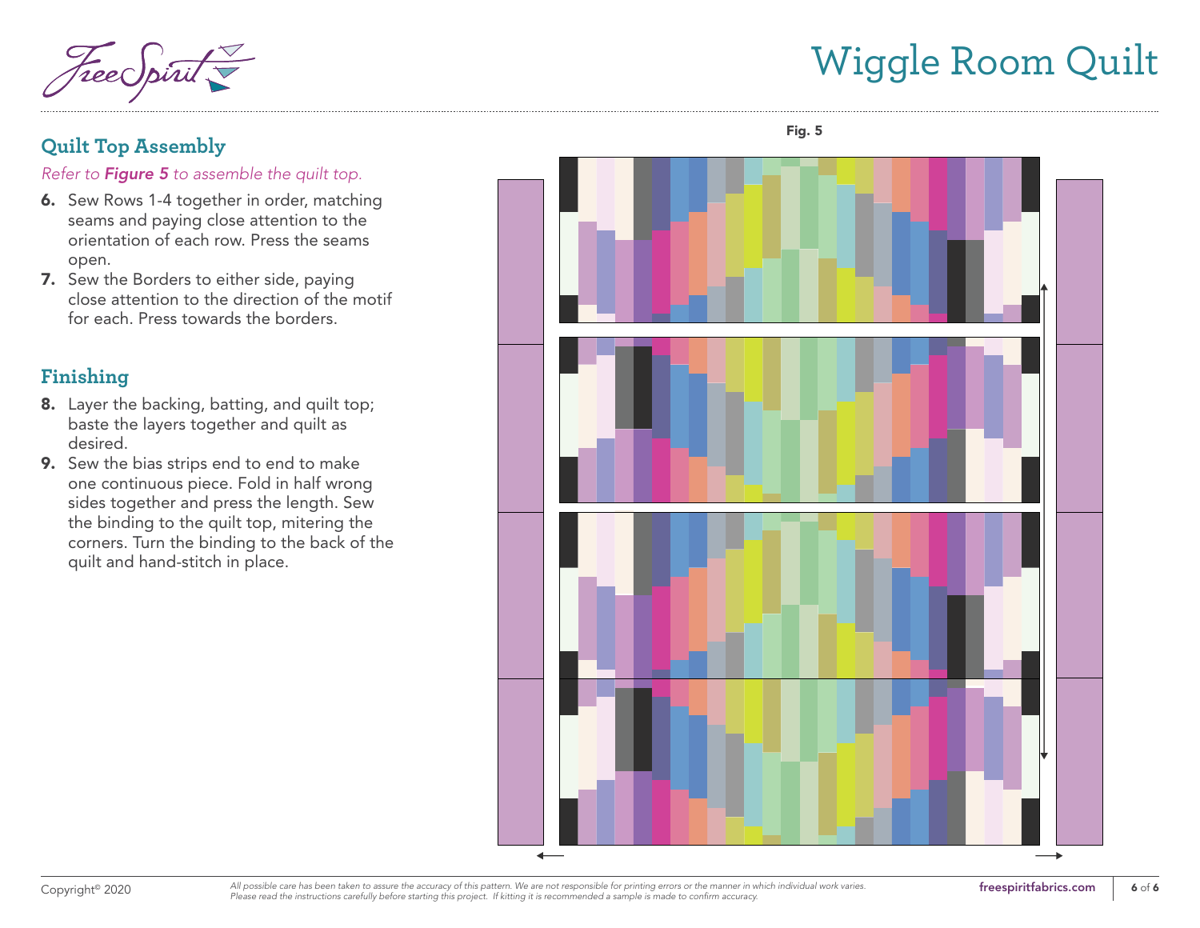## Quilt Top Assembly

*Refer to **Figure 5** to assemble the quilt top.*

6. Sew Rows 1-4 together in order, matching seams and paying close attention to the orientation of each row. Press the seams open.
7. Sew the Borders to either side, paying close attention to the direction of the motif for each. Press towards the borders.

## Finishing

8. Layer the backing, batting, and quilt top; baste the layers together and quilt as desired.
9. Sew the bias strips end to end to make one continuous piece. Fold in half wrong sides together and press the length. Sew the binding to the quilt top, mitering the corners. Turn the binding to the back of the quilt and hand-stitch in place.

Fig. 5

Copyright© 2020

*All possible care has been taken to assure the accuracy of this pattern. We are not responsible for printing errors or the manner in which individual work varies. Please read the instructions carefully before starting this project. If kitting it is recommended a sample is made to confirm accuracy.*

freespiritfabrics.com